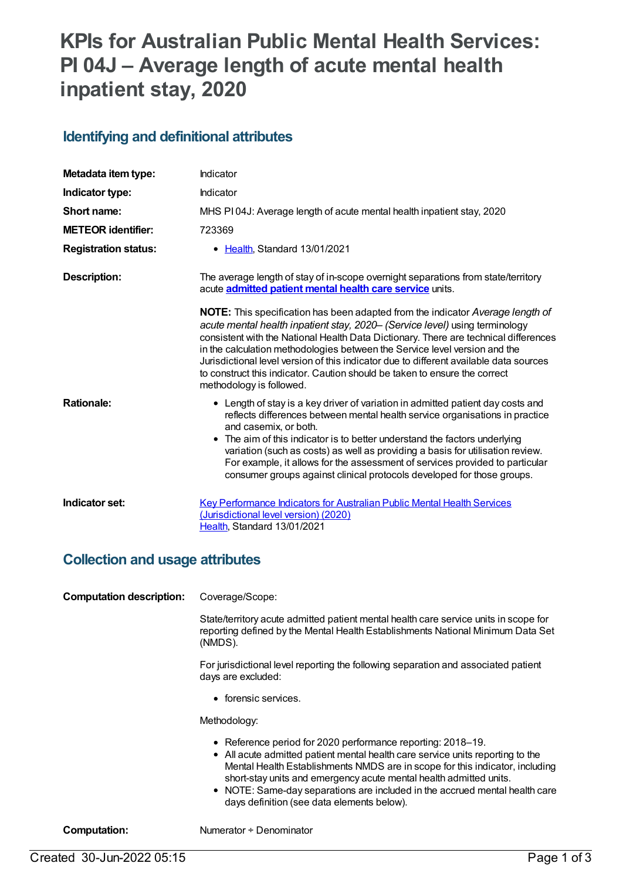# KPIs for Australian Public Mental Health Services: PI 04J – Average length of acute mental health inpatient stay, 2020

## Identifying and definitional attributes

| | |
|---|---|
| **Metadata item type:** | Indicator |
| **Indicator type:** | Indicator |
| **Short name:** | MHS PI 04J: Average length of acute mental health inpatient stay, 2020 |
| **METEOR identifier:** | 723369 |
| **Registration status:** | • Health, Standard 13/01/2021 |

**Description:**

The average length of stay of in-scope overnight separations from state/territory acute **admitted patient mental health care service** units.

**NOTE:** This specification has been adapted from the indicator *Average length of acute mental health inpatient stay, 2020– (Service level)* using terminology consistent with the National Health Data Dictionary. There are technical differences in the calculation methodologies between the Service level version and the Jurisdictional level version of this indicator due to different available data sources to construct this indicator. Caution should be taken to ensure the correct methodology is followed.

**Rationale:**

- Length of stay is a key driver of variation in admitted patient day costs and reflects differences between mental health service organisations in practice and casemix, or both.
- The aim of this indicator is to better understand the factors underlying variation (such as costs) as well as providing a basis for utilisation review. For example, it allows for the assessment of services provided to particular consumer groups against clinical protocols developed for those groups.

**Indicator set:**

Key Performance Indicators for Australian Public Mental Health Services (Jurisdictional level version) (2020)
Health, Standard 13/01/2021

## Collection and usage attributes

**Computation description:**

Coverage/Scope:

State/territory acute admitted patient mental health care service units in scope for reporting defined by the Mental Health Establishments National Minimum Data Set (NMDS).

For jurisdictional level reporting the following separation and associated patient days are excluded:

- forensic services.

Methodology:

- Reference period for 2020 performance reporting: 2018–19.
- All acute admitted patient mental health care service units reporting to the Mental Health Establishments NMDS are in scope for this indicator, including short-stay units and emergency acute mental health admitted units.
- NOTE: Same-day separations are included in the accrued mental health care days definition (see data elements below).

**Computation:**

Numerator ÷ Denominator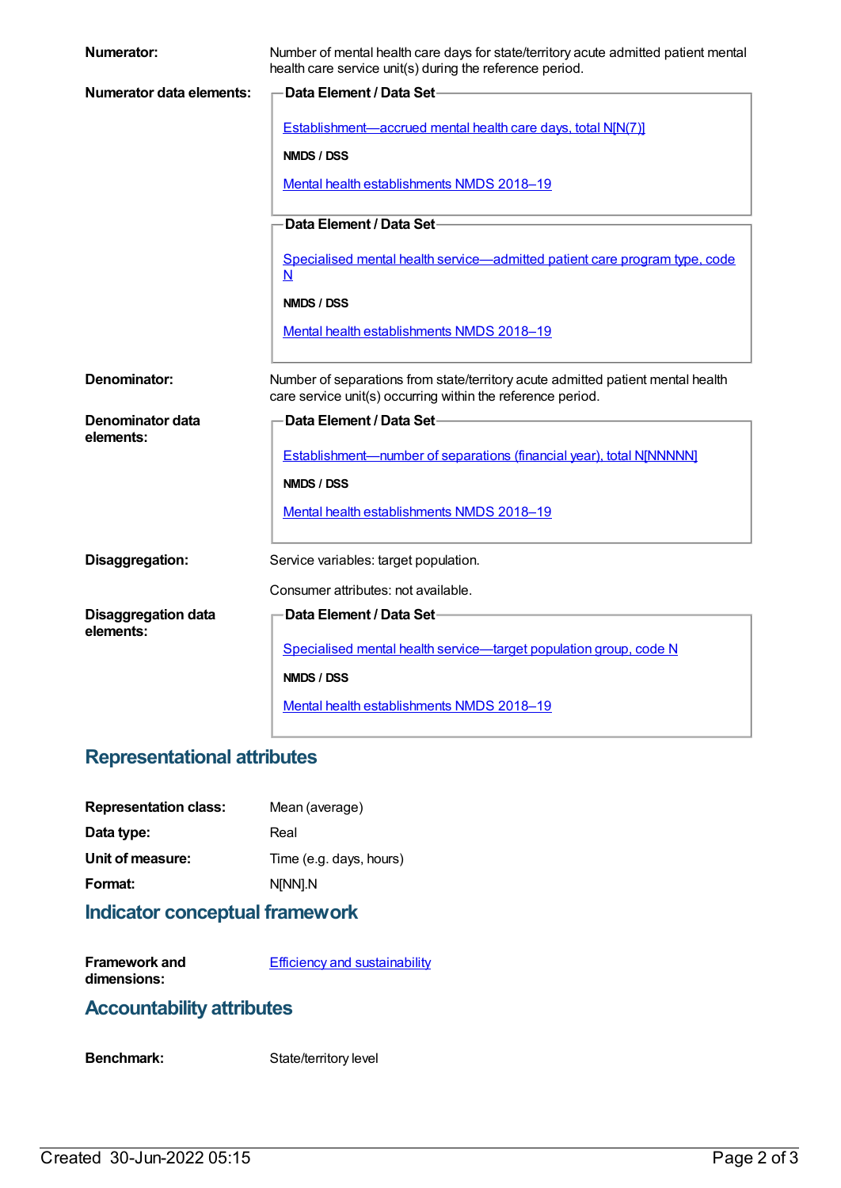**Numerator:** Number of mental health care days for state/territory acute admitted patient mental health care service unit(s) during the reference period.

**Numerator data elements:**

**Data Element / Data Set**

Establishment—accrued mental health care days, total N[N(7)]

**NMDS / DSS**

Mental health establishments NMDS 2018–19

**Data Element / Data Set**

Specialised mental health service—admitted patient care program type, code N

**NMDS / DSS**

Mental health establishments NMDS 2018–19

**Denominator:** Number of separations from state/territory acute admitted patient mental health care service unit(s) occurring within the reference period.

**Denominator data elements:**

**Data Element / Data Set**

Establishment—number of separations (financial year), total N[NNNNN]

**NMDS / DSS**

Mental health establishments NMDS 2018–19

**Disaggregation:** Service variables: target population.

Consumer attributes: not available.

**Disaggregation data elements:**

**Data Element / Data Set**

Specialised mental health service—target population group, code N

**NMDS / DSS**

Mental health establishments NMDS 2018–19

## Representational attributes

**Representation class:** Mean (average)

**Data type:** Real

**Unit of measure:** Time (e.g. days, hours)

**Format:** N[NN].N

## Indicator conceptual framework

**Framework and dimensions:** Efficiency and sustainability

## Accountability attributes

**Benchmark:** State/territory level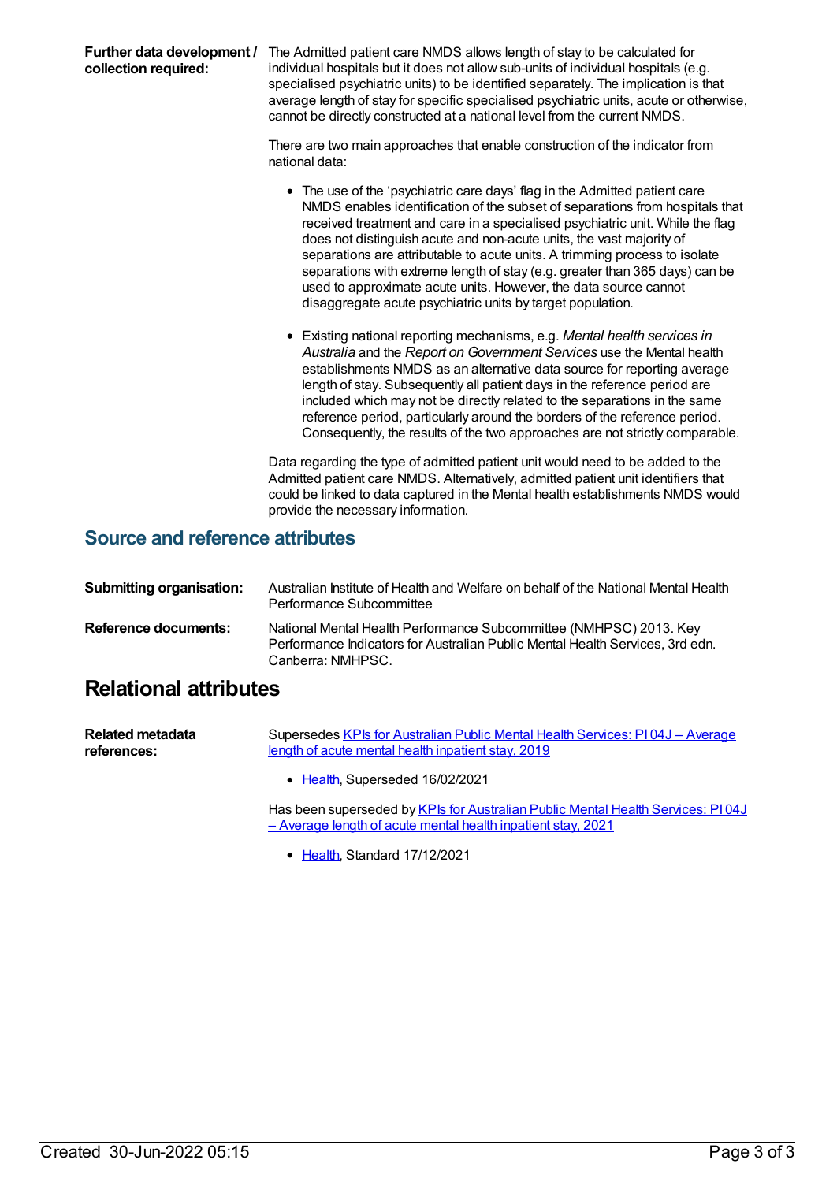**Further data development / collection required:** The Admitted patient care NMDS allows length of stay to be calculated for individual hospitals but it does not allow sub-units of individual hospitals (e.g. specialised psychiatric units) to be identified separately. The implication is that average length of stay for specific specialised psychiatric units, acute or otherwise, cannot be directly constructed at a national level from the current NMDS.

There are two main approaches that enable construction of the indicator from national data:

- The use of the 'psychiatric care days' flag in the Admitted patient care NMDS enables identification of the subset of separations from hospitals that received treatment and care in a specialised psychiatric unit. While the flag does not distinguish acute and non-acute units, the vast majority of separations are attributable to acute units. A trimming process to isolate separations with extreme length of stay (e.g. greater than 365 days) can be used to approximate acute units. However, the data source cannot disaggregate acute psychiatric units by target population.
- Existing national reporting mechanisms, e.g. *Mental health services in Australia* and the *Report on Government Services* use the Mental health establishments NMDS as an alternative data source for reporting average length of stay. Subsequently all patient days in the reference period are included which may not be directly related to the separations in the same reference period, particularly around the borders of the reference period. Consequently, the results of the two approaches are not strictly comparable.

Data regarding the type of admitted patient unit would need to be added to the Admitted patient care NMDS. Alternatively, admitted patient unit identifiers that could be linked to data captured in the Mental health establishments NMDS would provide the necessary information.

## Source and reference attributes

**Submitting organisation:** Australian Institute of Health and Welfare on behalf of the National Mental Health Performance Subcommittee

**Reference documents:** National Mental Health Performance Subcommittee (NMHPSC) 2013. Key Performance Indicators for Australian Public Mental Health Services, 3rd edn. Canberra: NMHPSC.

# Relational attributes

**Related metadata references:**

Supersedes KPIs for Australian Public Mental Health Services: PI 04J – Average length of acute mental health inpatient stay, 2019

- Health, Superseded 16/02/2021

Has been superseded by KPIs for Australian Public Mental Health Services: PI 04J – Average length of acute mental health inpatient stay, 2021

- Health, Standard 17/12/2021